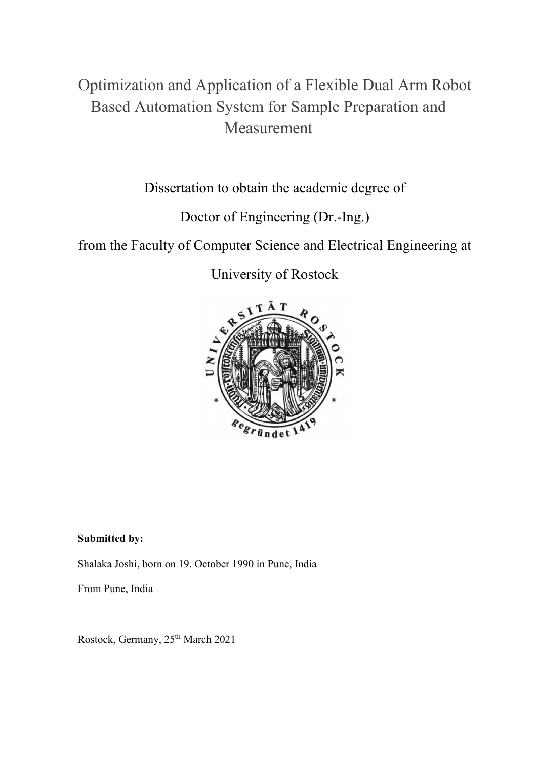# Optimization and Application of a Flexible Dual Arm Robot Based Automation System for Sample Preparation and Measurement

Dissertation to obtain the academic degree of

Doctor of Engineering (Dr.-Ing.)

from the Faculty of Computer Science and Electrical Engineering at

University of Rostock

**Submitted by:**

Shalaka Joshi, born on 19. October 1990 in Pune, India

From Pune, India

Rostock, Germany, 25th March 2021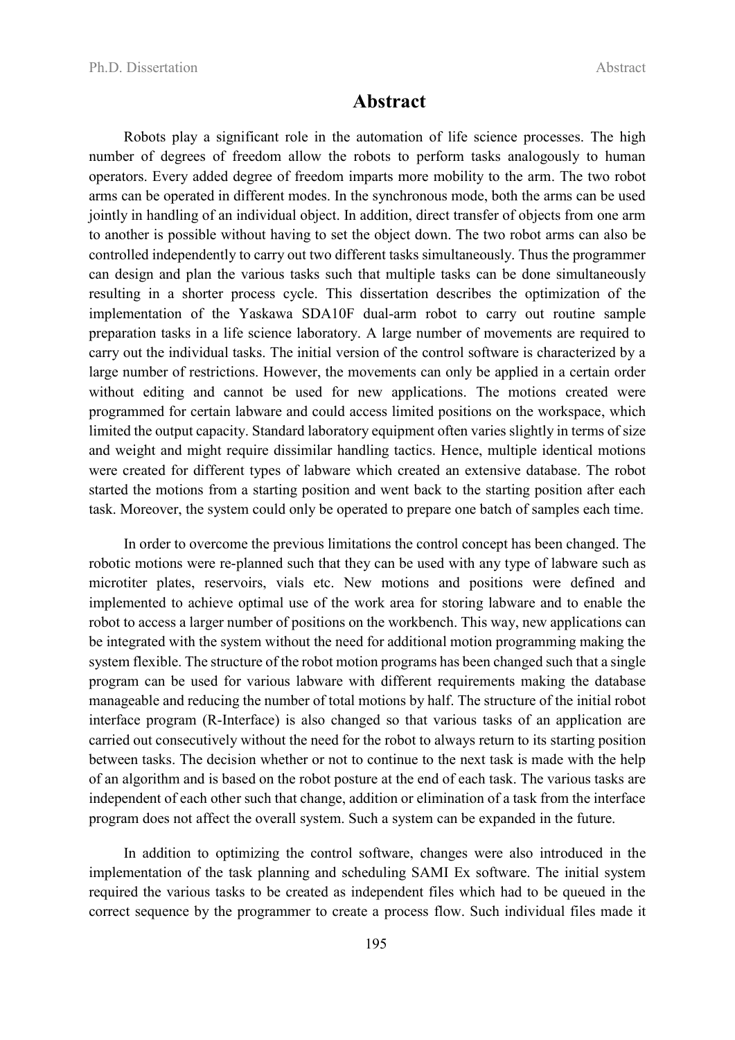# Abstract

Robots play a significant role in the automation of life science processes. The high number of degrees of freedom allow the robots to perform tasks analogously to human operators. Every added degree of freedom imparts more mobility to the arm. The two robot arms can be operated in different modes. In the synchronous mode, both the arms can be used jointly in handling of an individual object. In addition, direct transfer of objects from one arm to another is possible without having to set the object down. The two robot arms can also be controlled independently to carry out two different tasks simultaneously. Thus the programmer can design and plan the various tasks such that multiple tasks can be done simultaneously resulting in a shorter process cycle. This dissertation describes the optimization of the implementation of the Yaskawa SDA10F dual-arm robot to carry out routine sample preparation tasks in a life science laboratory. A large number of movements are required to carry out the individual tasks. The initial version of the control software is characterized by a large number of restrictions. However, the movements can only be applied in a certain order without editing and cannot be used for new applications. The motions created were programmed for certain labware and could access limited positions on the workspace, which limited the output capacity. Standard laboratory equipment often varies slightly in terms of size and weight and might require dissimilar handling tactics. Hence, multiple identical motions were created for different types of labware which created an extensive database. The robot started the motions from a starting position and went back to the starting position after each task. Moreover, the system could only be operated to prepare one batch of samples each time.

In order to overcome the previous limitations the control concept has been changed. The robotic motions were re-planned such that they can be used with any type of labware such as microtiter plates, reservoirs, vials etc. New motions and positions were defined and implemented to achieve optimal use of the work area for storing labware and to enable the robot to access a larger number of positions on the workbench. This way, new applications can be integrated with the system without the need for additional motion programming making the system flexible. The structure of the robot motion programs has been changed such that a single program can be used for various labware with different requirements making the database manageable and reducing the number of total motions by half. The structure of the initial robot interface program (R-Interface) is also changed so that various tasks of an application are carried out consecutively without the need for the robot to always return to its starting position between tasks. The decision whether or not to continue to the next task is made with the help of an algorithm and is based on the robot posture at the end of each task. The various tasks are independent of each other such that change, addition or elimination of a task from the interface program does not affect the overall system. Such a system can be expanded in the future.

In addition to optimizing the control software, changes were also introduced in the implementation of the task planning and scheduling SAMI Ex software. The initial system required the various tasks to be created as independent files which had to be queued in the correct sequence by the programmer to create a process flow. Such individual files made it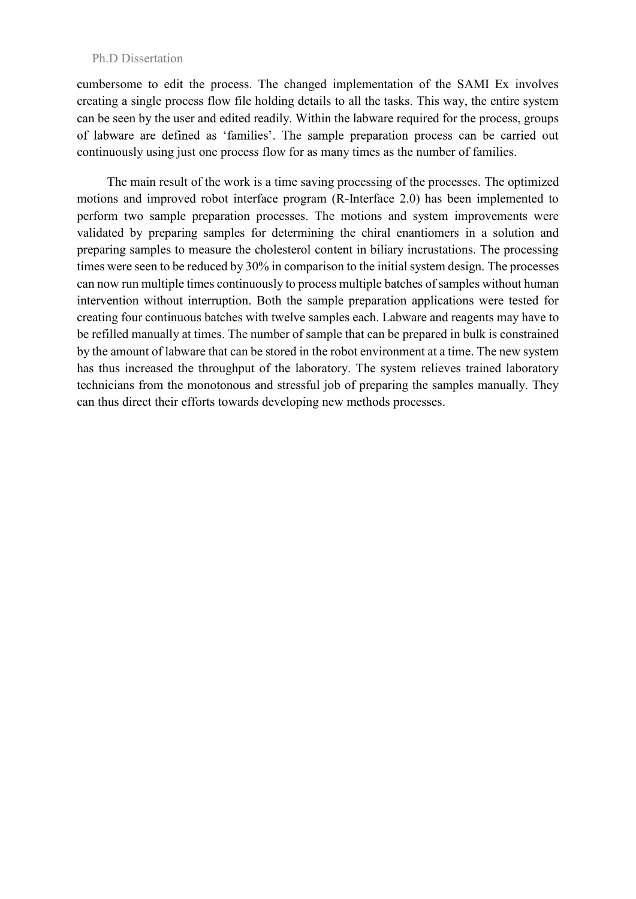cumbersome to edit the process. The changed implementation of the SAMI Ex involves creating a single process flow file holding details to all the tasks. This way, the entire system can be seen by the user and edited readily. Within the labware required for the process, groups of labware are defined as 'families'. The sample preparation process can be carried out continuously using just one process flow for as many times as the number of families.

The main result of the work is a time saving processing of the processes. The optimized motions and improved robot interface program (R-Interface 2.0) has been implemented to perform two sample preparation processes. The motions and system improvements were validated by preparing samples for determining the chiral enantiomers in a solution and preparing samples to measure the cholesterol content in biliary incrustations. The processing times were seen to be reduced by 30% in comparison to the initial system design. The processes can now run multiple times continuously to process multiple batches of samples without human intervention without interruption. Both the sample preparation applications were tested for creating four continuous batches with twelve samples each. Labware and reagents may have to be refilled manually at times. The number of sample that can be prepared in bulk is constrained by the amount of labware that can be stored in the robot environment at a time. The new system has thus increased the throughput of the laboratory. The system relieves trained laboratory technicians from the monotonous and stressful job of preparing the samples manually. They can thus direct their efforts towards developing new methods processes.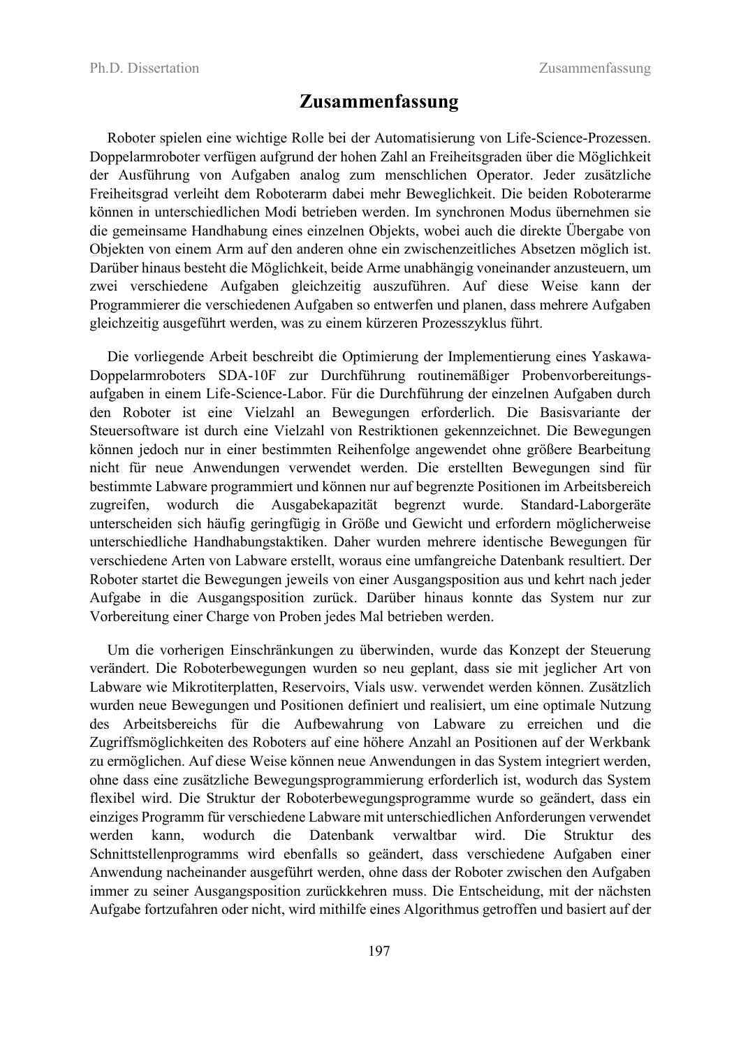# Zusammenfassung

Roboter spielen eine wichtige Rolle bei der Automatisierung von Life-Science-Prozessen. Doppelarmroboter verfügen aufgrund der hohen Zahl an Freiheitsgraden über die Möglichkeit der Ausführung von Aufgaben analog zum menschlichen Operator. Jeder zusätzliche Freiheitsgrad verleiht dem Roboterarm dabei mehr Beweglichkeit. Die beiden Roboterarme können in unterschiedlichen Modi betrieben werden. Im synchronen Modus übernehmen sie die gemeinsame Handhabung eines einzelnen Objekts, wobei auch die direkte Übergabe von Objekten von einem Arm auf den anderen ohne ein zwischenzeitliches Absetzen möglich ist. Darüber hinaus besteht die Möglichkeit, beide Arme unabhängig voneinander anzusteuern, um zwei verschiedene Aufgaben gleichzeitig auszuführen. Auf diese Weise kann der Programmierer die verschiedenen Aufgaben so entwerfen und planen, dass mehrere Aufgaben gleichzeitig ausgeführt werden, was zu einem kürzeren Prozesszyklus führt.

Die vorliegende Arbeit beschreibt die Optimierung der Implementierung eines Yaskawa-Doppelarmroboters SDA-10F zur Durchführung routinemäßiger Probenvorbereitungsaufgaben in einem Life-Science-Labor. Für die Durchführung der einzelnen Aufgaben durch den Roboter ist eine Vielzahl an Bewegungen erforderlich. Die Basisvariante der Steuersoftware ist durch eine Vielzahl von Restriktionen gekennzeichnet. Die Bewegungen können jedoch nur in einer bestimmten Reihenfolge angewendet ohne größere Bearbeitung nicht für neue Anwendungen verwendet werden. Die erstellten Bewegungen sind für bestimmte Labware programmiert und können nur auf begrenzte Positionen im Arbeitsbereich zugreifen, wodurch die Ausgabekapazität begrenzt wurde. Standard-Laborgeräte unterscheiden sich häufig geringfügig in Größe und Gewicht und erfordern möglicherweise unterschiedliche Handhabungstaktiken. Daher wurden mehrere identische Bewegungen für verschiedene Arten von Labware erstellt, woraus eine umfangreiche Datenbank resultiert. Der Roboter startet die Bewegungen jeweils von einer Ausgangsposition aus und kehrt nach jeder Aufgabe in die Ausgangsposition zurück. Darüber hinaus konnte das System nur zur Vorbereitung einer Charge von Proben jedes Mal betrieben werden.

Um die vorherigen Einschränkungen zu überwinden, wurde das Konzept der Steuerung verändert. Die Roboterbewegungen wurden so neu geplant, dass sie mit jeglicher Art von Labware wie Mikrotiterplatten, Reservoirs, Vials usw. verwendet werden können. Zusätzlich wurden neue Bewegungen und Positionen definiert und realisiert, um eine optimale Nutzung des Arbeitsbereichs für die Aufbewahrung von Labware zu erreichen und die Zugriffsmöglichkeiten des Roboters auf eine höhere Anzahl an Positionen auf der Werkbank zu ermöglichen. Auf diese Weise können neue Anwendungen in das System integriert werden, ohne dass eine zusätzliche Bewegungsprogrammierung erforderlich ist, wodurch das System flexibel wird. Die Struktur der Roboterbewegungsprogramme wurde so geändert, dass ein einziges Programm für verschiedene Labware mit unterschiedlichen Anforderungen verwendet werden kann, wodurch die Datenbank verwaltbar wird. Die Struktur des Schnittstellenprogramms wird ebenfalls so geändert, dass verschiedene Aufgaben einer Anwendung nacheinander ausgeführt werden, ohne dass der Roboter zwischen den Aufgaben immer zu seiner Ausgangsposition zurückkehren muss. Die Entscheidung, mit der nächsten Aufgabe fortzufahren oder nicht, wird mithilfe eines Algorithmus getroffen und basiert auf der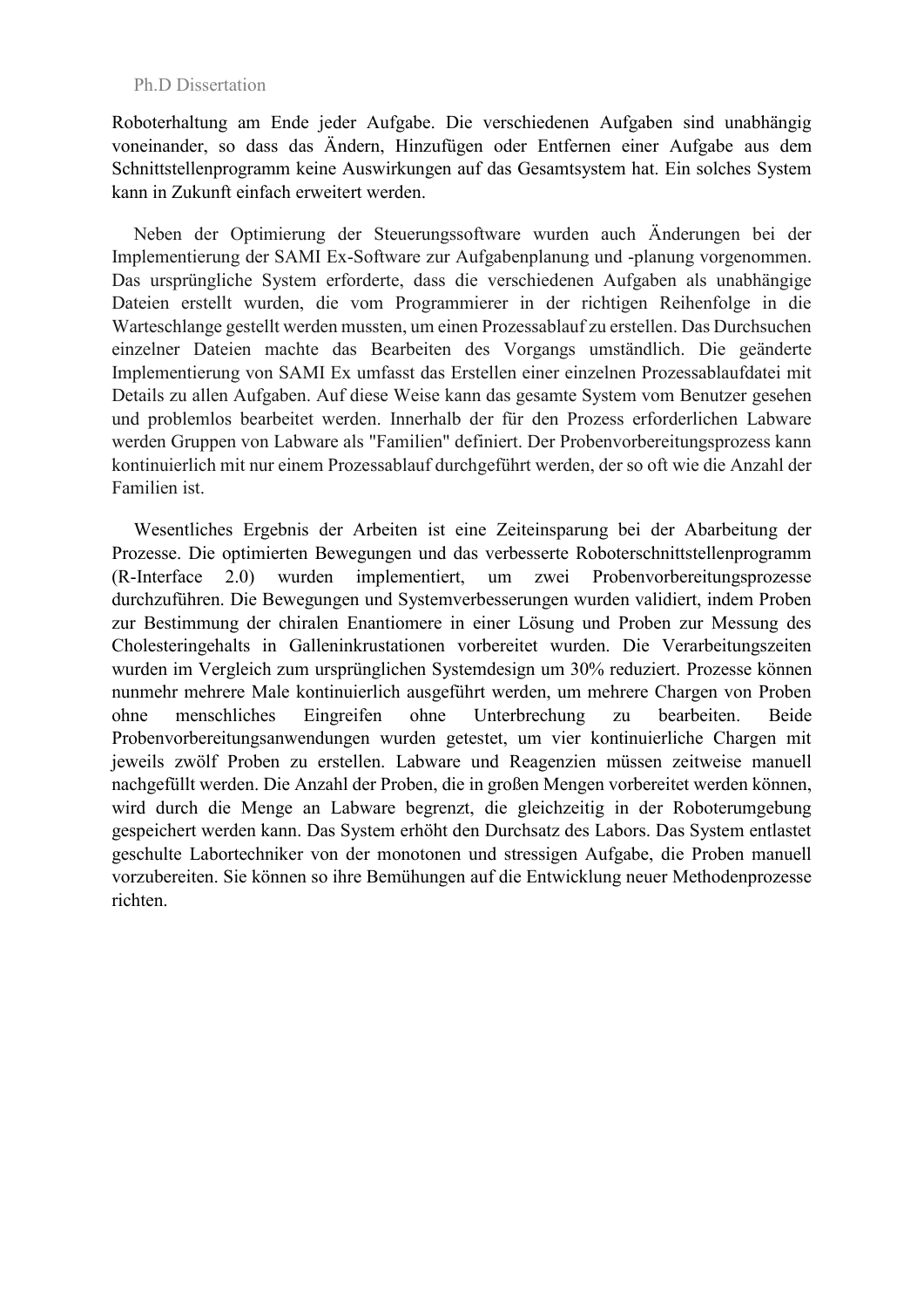Roboterhaltung am Ende jeder Aufgabe. Die verschiedenen Aufgaben sind unabhängig voneinander, so dass das Ändern, Hinzufügen oder Entfernen einer Aufgabe aus dem Schnittstellenprogramm keine Auswirkungen auf das Gesamtsystem hat. Ein solches System kann in Zukunft einfach erweitert werden.

Neben der Optimierung der Steuerungssoftware wurden auch Änderungen bei der Implementierung der SAMI Ex-Software zur Aufgabenplanung und -planung vorgenommen. Das ursprüngliche System erforderte, dass die verschiedenen Aufgaben als unabhängige Dateien erstellt wurden, die vom Programmierer in der richtigen Reihenfolge in die Warteschlange gestellt werden mussten, um einen Prozessablauf zu erstellen. Das Durchsuchen einzelner Dateien machte das Bearbeiten des Vorgangs umständlich. Die geänderte Implementierung von SAMI Ex umfasst das Erstellen einer einzelnen Prozessablaufdatei mit Details zu allen Aufgaben. Auf diese Weise kann das gesamte System vom Benutzer gesehen und problemlos bearbeitet werden. Innerhalb der für den Prozess erforderlichen Labware werden Gruppen von Labware als "Familien" definiert. Der Probenvorbereitungsprozess kann kontinuierlich mit nur einem Prozessablauf durchgeführt werden, der so oft wie die Anzahl der Familien ist.

Wesentliches Ergebnis der Arbeiten ist eine Zeiteinsparung bei der Abarbeitung der Prozesse. Die optimierten Bewegungen und das verbesserte Roboterschnittstellenprogramm (R-Interface 2.0) wurden implementiert, um zwei Probenvorbereitungsprozesse durchzuführen. Die Bewegungen und Systemverbesserungen wurden validiert, indem Proben zur Bestimmung der chiralen Enantiomere in einer Lösung und Proben zur Messung des Cholesteringehalts in Galleninkrustationen vorbereitet wurden. Die Verarbeitungszeiten wurden im Vergleich zum ursprünglichen Systemdesign um 30% reduziert. Prozesse können nunmehr mehrere Male kontinuierlich ausgeführt werden, um mehrere Chargen von Proben ohne menschliches Eingreifen ohne Unterbrechung zu bearbeiten. Beide Probenvorbereitungsanwendungen wurden getestet, um vier kontinuierliche Chargen mit jeweils zwölf Proben zu erstellen. Labware und Reagenzien müssen zeitweise manuell nachgefüllt werden. Die Anzahl der Proben, die in großen Mengen vorbereitet werden können, wird durch die Menge an Labware begrenzt, die gleichzeitig in der Roboterumgebung gespeichert werden kann. Das System erhöht den Durchsatz des Labors. Das System entlastet geschulte Labortechniker von der monotonen und stressigen Aufgabe, die Proben manuell vorzubereiten. Sie können so ihre Bemühungen auf die Entwicklung neuer Methodenprozesse richten.